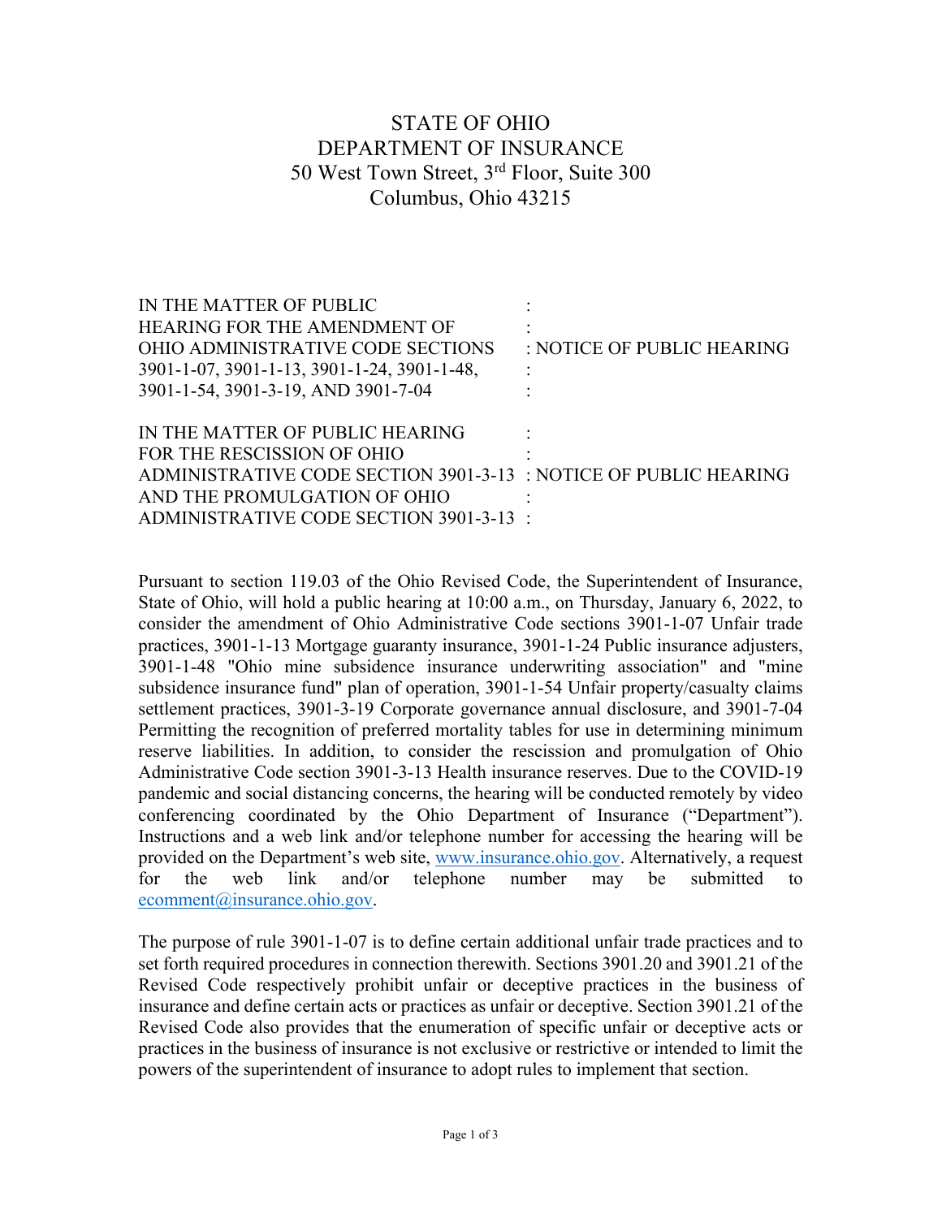# STATE OF OHIO
# DEPARTMENT OF INSURANCE
## 50 West Town Street, 3rd Floor, Suite 300
## Columbus, Ohio 43215

| | | |
|---|---|---|
| IN THE MATTER OF PUBLIC HEARING FOR THE AMENDMENT OF OHIO ADMINISTRATIVE CODE SECTIONS 3901-1-07, 3901-1-13, 3901-1-24, 3901-1-48, 3901-1-54, 3901-3-19, AND 3901-7-04 | : | NOTICE OF PUBLIC HEARING |
| IN THE MATTER OF PUBLIC HEARING FOR THE RESCISSION OF OHIO ADMINISTRATIVE CODE SECTION 3901-3-13 AND THE PROMULGATION OF OHIO ADMINISTRATIVE CODE SECTION 3901-3-13 | : | NOTICE OF PUBLIC HEARING |

Pursuant to section 119.03 of the Ohio Revised Code, the Superintendent of Insurance, State of Ohio, will hold a public hearing at 10:00 a.m., on Thursday, January 6, 2022, to consider the amendment of Ohio Administrative Code sections 3901-1-07 Unfair trade practices, 3901-1-13 Mortgage guaranty insurance, 3901-1-24 Public insurance adjusters, 3901-1-48 "Ohio mine subsidence insurance underwriting association" and "mine subsidence insurance fund" plan of operation, 3901-1-54 Unfair property/casualty claims settlement practices, 3901-3-19 Corporate governance annual disclosure, and 3901-7-04 Permitting the recognition of preferred mortality tables for use in determining minimum reserve liabilities. In addition, to consider the rescission and promulgation of Ohio Administrative Code section 3901-3-13 Health insurance reserves. Due to the COVID-19 pandemic and social distancing concerns, the hearing will be conducted remotely by video conferencing coordinated by the Ohio Department of Insurance ("Department"). Instructions and a web link and/or telephone number for accessing the hearing will be provided on the Department's web site, www.insurance.ohio.gov. Alternatively, a request for the web link and/or telephone number may be submitted to ecomment@insurance.ohio.gov.

The purpose of rule 3901-1-07 is to define certain additional unfair trade practices and to set forth required procedures in connection therewith. Sections 3901.20 and 3901.21 of the Revised Code respectively prohibit unfair or deceptive practices in the business of insurance and define certain acts or practices as unfair or deceptive. Section 3901.21 of the Revised Code also provides that the enumeration of specific unfair or deceptive acts or practices in the business of insurance is not exclusive or restrictive or intended to limit the powers of the superintendent of insurance to adopt rules to implement that section.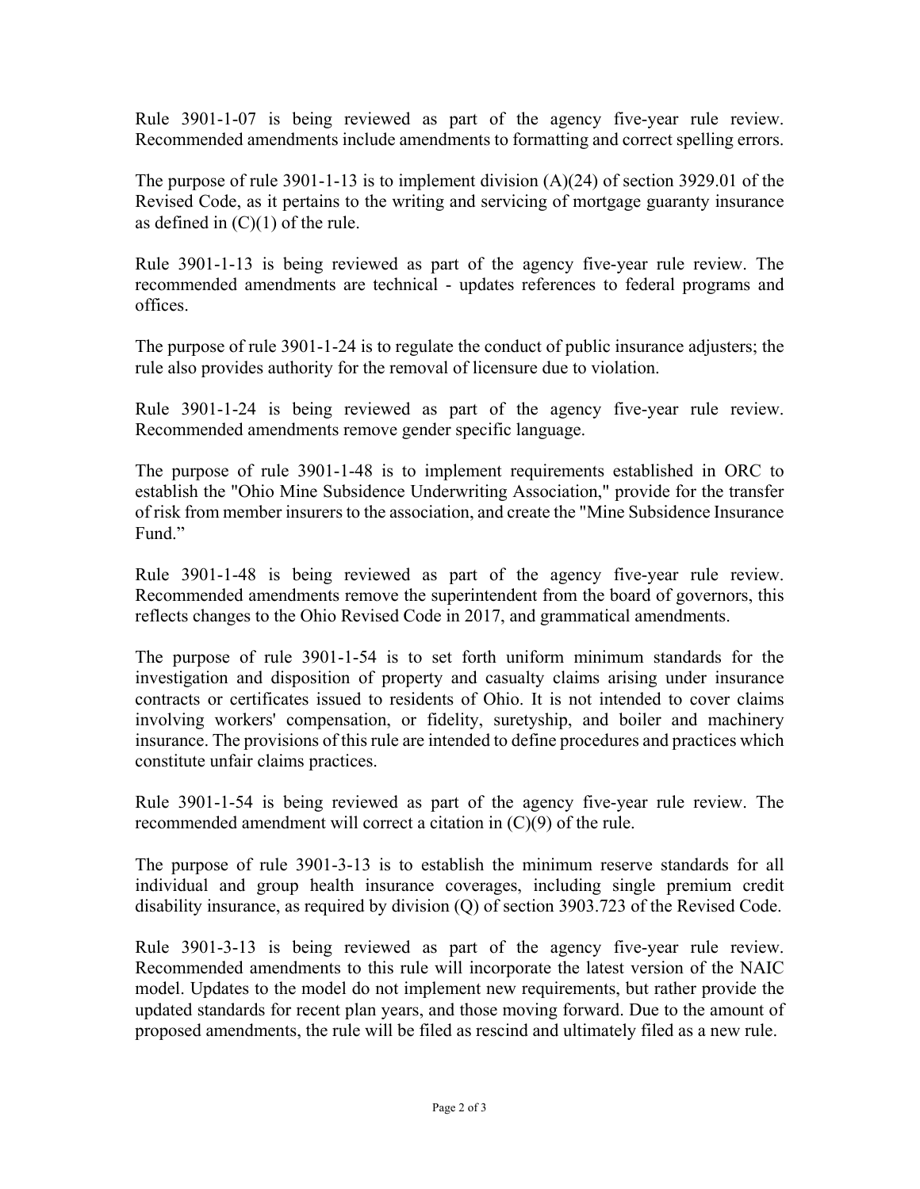Rule 3901-1-07 is being reviewed as part of the agency five-year rule review. Recommended amendments include amendments to formatting and correct spelling errors.

The purpose of rule 3901-1-13 is to implement division (A)(24) of section 3929.01 of the Revised Code, as it pertains to the writing and servicing of mortgage guaranty insurance as defined in (C)(1) of the rule.

Rule 3901-1-13 is being reviewed as part of the agency five-year rule review. The recommended amendments are technical - updates references to federal programs and offices.

The purpose of rule 3901-1-24 is to regulate the conduct of public insurance adjusters; the rule also provides authority for the removal of licensure due to violation.

Rule 3901-1-24 is being reviewed as part of the agency five-year rule review. Recommended amendments remove gender specific language.

The purpose of rule 3901-1-48 is to implement requirements established in ORC to establish the "Ohio Mine Subsidence Underwriting Association," provide for the transfer of risk from member insurers to the association, and create the "Mine Subsidence Insurance Fund."

Rule 3901-1-48 is being reviewed as part of the agency five-year rule review. Recommended amendments remove the superintendent from the board of governors, this reflects changes to the Ohio Revised Code in 2017, and grammatical amendments.

The purpose of rule 3901-1-54 is to set forth uniform minimum standards for the investigation and disposition of property and casualty claims arising under insurance contracts or certificates issued to residents of Ohio. It is not intended to cover claims involving workers' compensation, or fidelity, suretyship, and boiler and machinery insurance. The provisions of this rule are intended to define procedures and practices which constitute unfair claims practices.

Rule 3901-1-54 is being reviewed as part of the agency five-year rule review. The recommended amendment will correct a citation in (C)(9) of the rule.

The purpose of rule 3901-3-13 is to establish the minimum reserve standards for all individual and group health insurance coverages, including single premium credit disability insurance, as required by division (Q) of section 3903.723 of the Revised Code.

Rule 3901-3-13 is being reviewed as part of the agency five-year rule review. Recommended amendments to this rule will incorporate the latest version of the NAIC model. Updates to the model do not implement new requirements, but rather provide the updated standards for recent plan years, and those moving forward. Due to the amount of proposed amendments, the rule will be filed as rescind and ultimately filed as a new rule.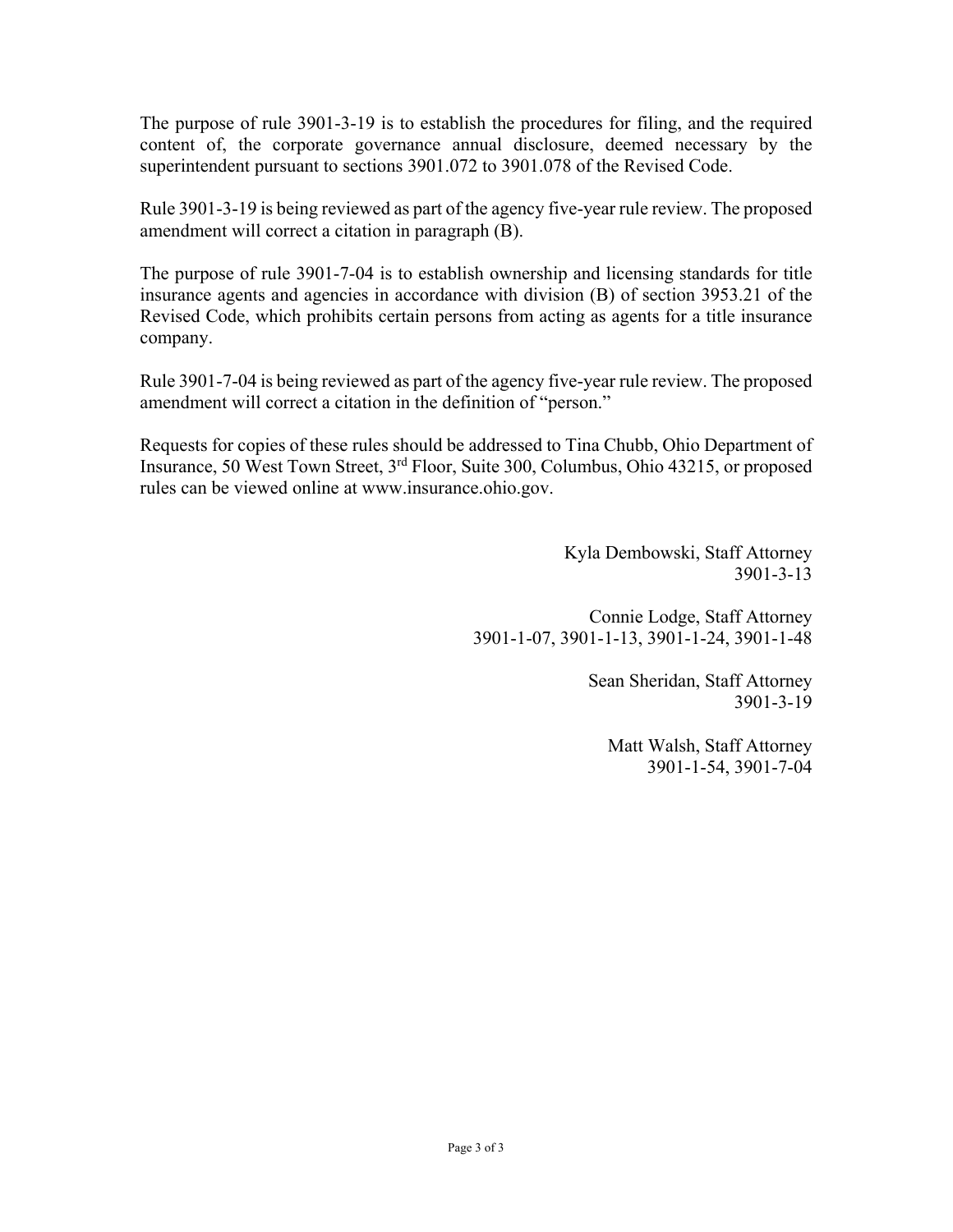The purpose of rule 3901-3-19 is to establish the procedures for filing, and the required content of, the corporate governance annual disclosure, deemed necessary by the superintendent pursuant to sections 3901.072 to 3901.078 of the Revised Code.

Rule 3901-3-19 is being reviewed as part of the agency five-year rule review. The proposed amendment will correct a citation in paragraph (B).

The purpose of rule 3901-7-04 is to establish ownership and licensing standards for title insurance agents and agencies in accordance with division (B) of section 3953.21 of the Revised Code, which prohibits certain persons from acting as agents for a title insurance company.

Rule 3901-7-04 is being reviewed as part of the agency five-year rule review. The proposed amendment will correct a citation in the definition of "person."

Requests for copies of these rules should be addressed to Tina Chubb, Ohio Department of Insurance, 50 West Town Street, 3rd Floor, Suite 300, Columbus, Ohio 43215, or proposed rules can be viewed online at www.insurance.ohio.gov.

Kyla Dembowski, Staff Attorney
3901-3-13

Connie Lodge, Staff Attorney
3901-1-07, 3901-1-13, 3901-1-24, 3901-1-48

Sean Sheridan, Staff Attorney
3901-3-19

Matt Walsh, Staff Attorney
3901-1-54, 3901-7-04